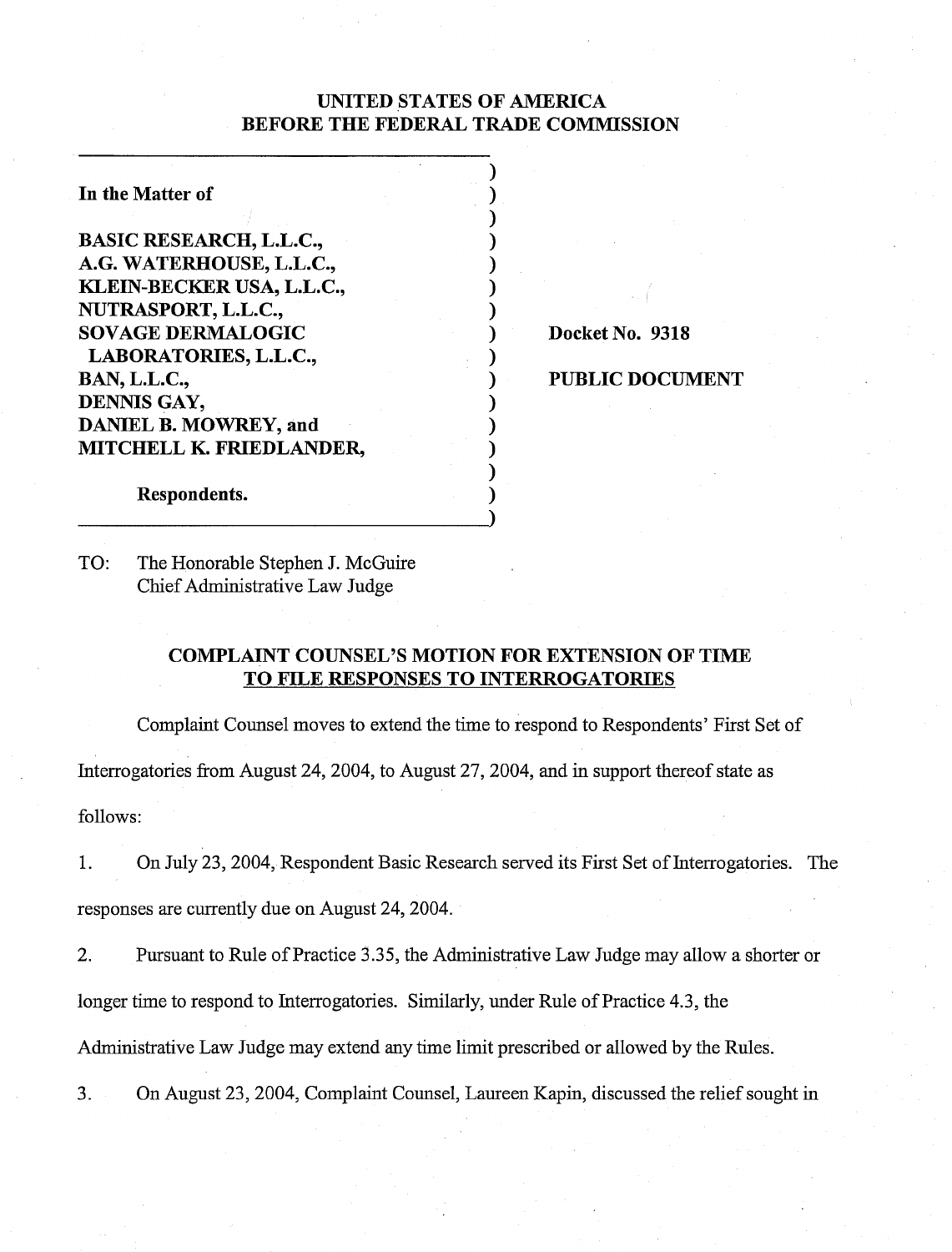**UNITED STATES OF AMERICA**
**BEFORE THE FEDERAL TRADE COMMISSION**

| | |
|---|---|
| **In the Matter of**<br><br>**BASIC RESEARCH, L.L.C.,**<br>**A.G. WATERHOUSE, L.L.C.,**<br>**KLEIN-BECKER USA, L.L.C.,**<br>**NUTRASPORT, L.L.C.,**<br>**SOVAGE DERMALOGIC LABORATORIES, L.L.C.,**<br>**BAN, L.L.C.,**<br>**DENNIS GAY,**<br>**DANIEL B. MOWREY, and**<br>**MITCHELL K. FRIEDLANDER,**<br><br>**Respondents.** | **Docket No. 9318**<br><br>**PUBLIC DOCUMENT** |

TO: The Honorable Stephen J. McGuire
Chief Administrative Law Judge

**COMPLAINT COUNSEL'S MOTION FOR EXTENSION OF TIME TO FILE RESPONSES TO INTERROGATORIES**

Complaint Counsel moves to extend the time to respond to Respondents' First Set of Interrogatories from August 24, 2004, to August 27, 2004, and in support thereof state as follows:

1. On July 23, 2004, Respondent Basic Research served its First Set of Interrogatories. The responses are currently due on August 24, 2004.

2. Pursuant to Rule of Practice 3.35, the Administrative Law Judge may allow a shorter or longer time to respond to Interrogatories. Similarly, under Rule of Practice 4.3, the Administrative Law Judge may extend any time limit prescribed or allowed by the Rules.

3. On August 23, 2004, Complaint Counsel, Laureen Kapin, discussed the relief sought in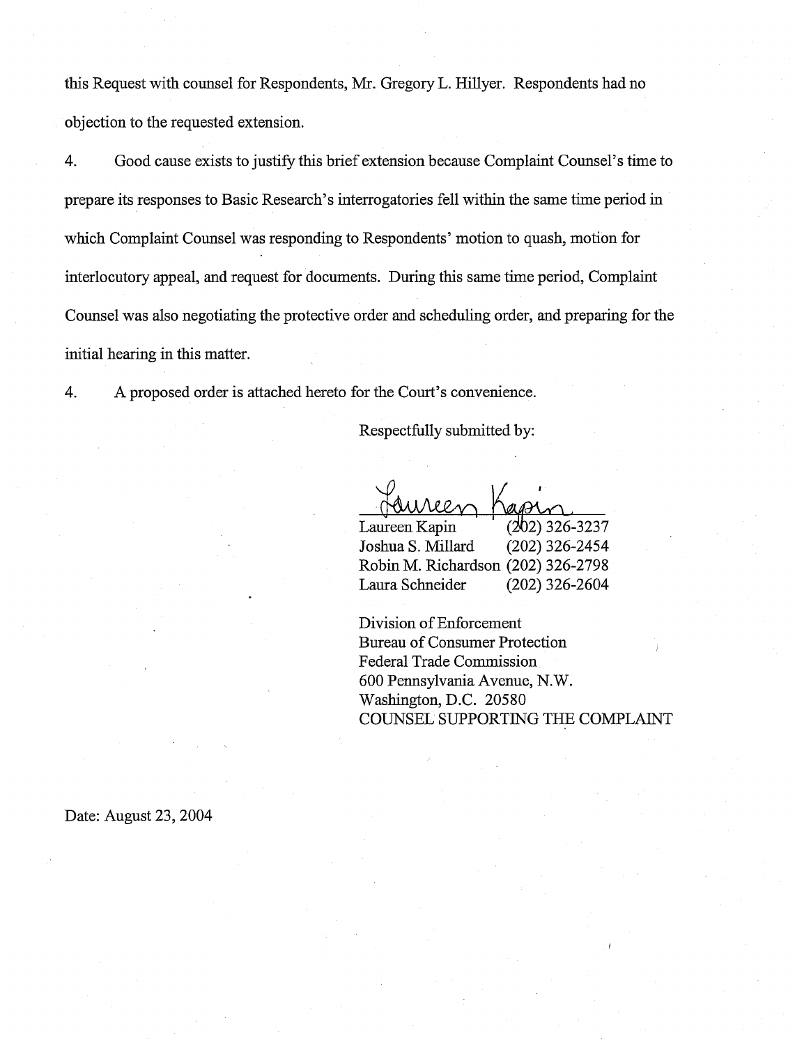this Request with counsel for Respondents, Mr. Gregory L. Hillyer. Respondents had no objection to the requested extension.

4. Good cause exists to justify this brief extension because Complaint Counsel's time to prepare its responses to Basic Research's interrogatories fell within the same time period in which Complaint Counsel was responding to Respondents' motion to quash, motion for interlocutory appeal, and request for documents. During this same time period, Complaint Counsel was also negotiating the protective order and scheduling order, and preparing for the initial hearing in this matter.

4. A proposed order is attached hereto for the Court's convenience.

Respectfully submitted by:

Laureen Kapin (202) 326-3237
Joshua S. Millard (202) 326-2454
Robin M. Richardson (202) 326-2798
Laura Schneider (202) 326-2604

Division of Enforcement
Bureau of Consumer Protection
Federal Trade Commission
600 Pennsylvania Avenue, N.W.
Washington, D.C. 20580
COUNSEL SUPPORTING THE COMPLAINT

Date: August 23, 2004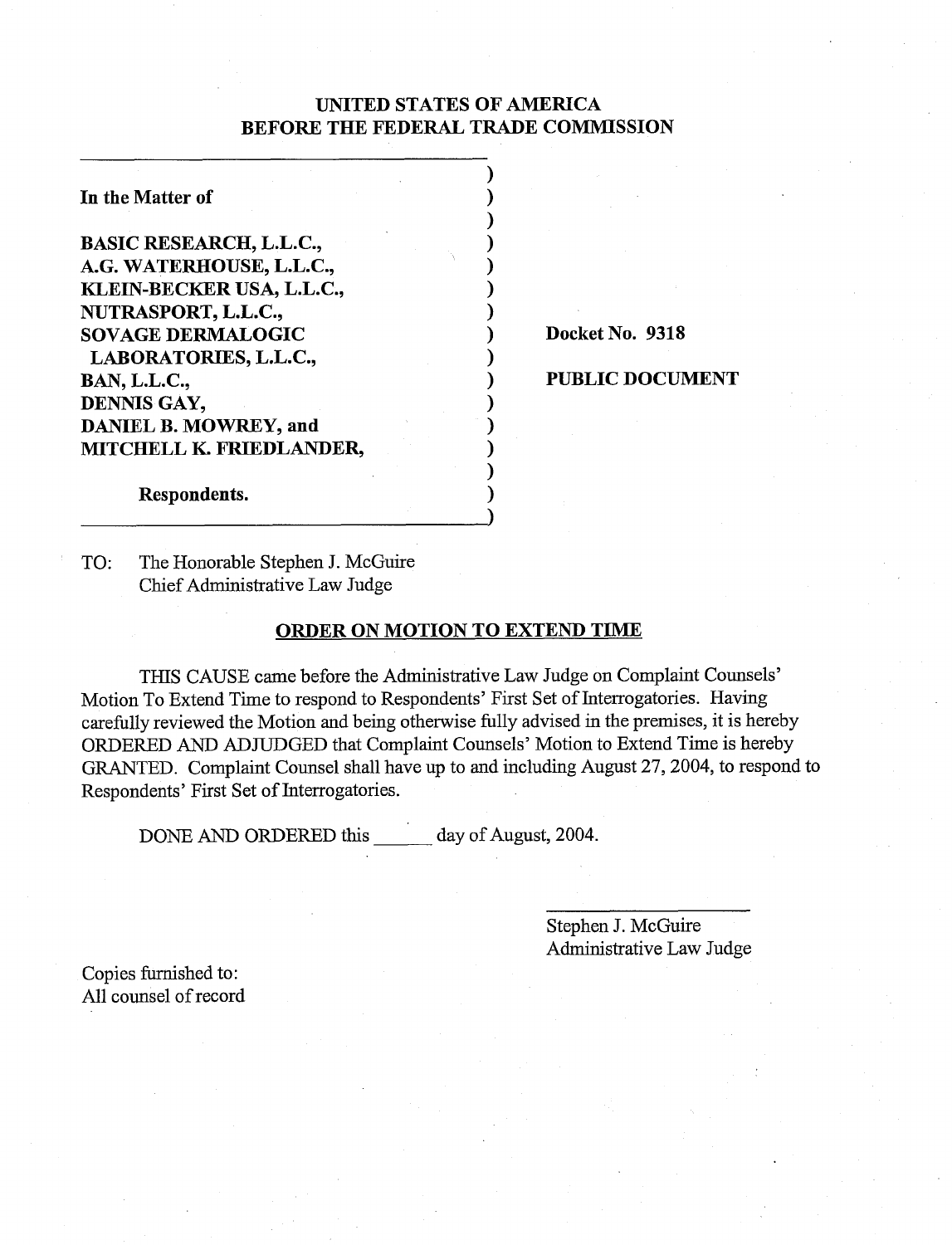**UNITED STATES OF AMERICA**
**BEFORE THE FEDERAL TRADE COMMISSION**

| | |
|---|---|
| **In the Matter of** | |
| **BASIC RESEARCH, L.L.C.,** | |
| **A.G. WATERHOUSE, L.L.C.,** | |
| **KLEIN-BECKER USA, L.L.C.,** | |
| **NUTRASPORT, L.L.C.,** | |
| **SOVAGE DERMALOGIC LABORATORIES, L.L.C.,** | **Docket No. 9318** |
| **BAN, L.L.C.,** | **PUBLIC DOCUMENT** |
| **DENNIS GAY,** | |
| **DANIEL B. MOWREY, and** | |
| **MITCHELL K. FRIEDLANDER,** | |
| **Respondents.** | |

TO: The Honorable Stephen J. McGuire
Chief Administrative Law Judge

**ORDER ON MOTION TO EXTEND TIME**

THIS CAUSE came before the Administrative Law Judge on Complaint Counsels' Motion To Extend Time to respond to Respondents' First Set of Interrogatories. Having carefully reviewed the Motion and being otherwise fully advised in the premises, it is hereby ORDERED AND ADJUDGED that Complaint Counsels' Motion to Extend Time is hereby GRANTED. Complaint Counsel shall have up to and including August 27, 2004, to respond to Respondents' First Set of Interrogatories.

DONE AND ORDERED this ______ day of August, 2004.

Stephen J. McGuire
Administrative Law Judge

Copies furnished to:
All counsel of record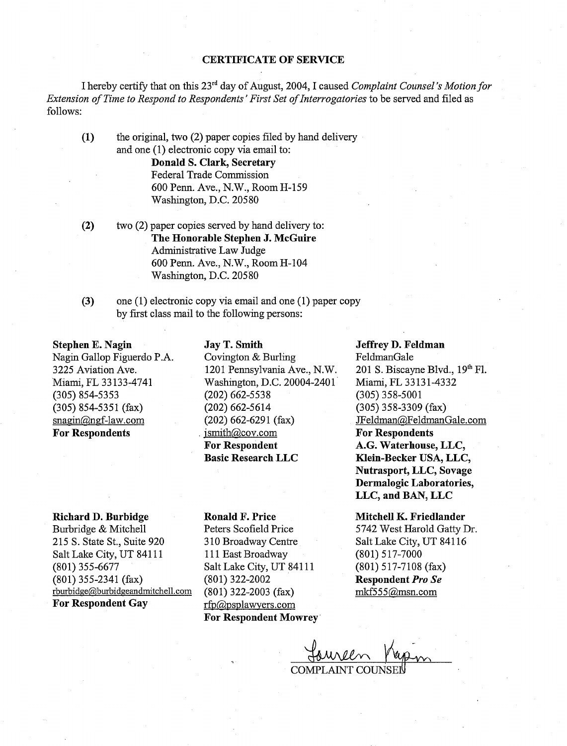## CERTIFICATE OF SERVICE

I hereby certify that on this 23rd day of August, 2004, I caused *Complaint Counsel's Motion for Extension of Time to Respond to Respondents' First Set of Interrogatories* to be served and filed as follows:

(1) the original, two (2) paper copies filed by hand delivery and one (1) electronic copy via email to:
**Donald S. Clark, Secretary**
Federal Trade Commission
600 Penn. Ave., N.W., Room H-159
Washington, D.C. 20580

(2) two (2) paper copies served by hand delivery to:
**The Honorable Stephen J. McGuire**
Administrative Law Judge
600 Penn. Ave., N.W., Room H-104
Washington, D.C. 20580

(3) one (1) electronic copy via email and one (1) paper copy by first class mail to the following persons:

**Stephen E. Nagin**
Nagin Gallop Figuerdo P.A.
3225 Aviation Ave.
Miami, FL 33133-4741
(305) 854-5353
(305) 854-5351 (fax)
snagin@ngf-law.com
**For Respondents**

**Jay T. Smith**
Covington & Burling
1201 Pennsylvania Ave., N.W.
Washington, D.C. 20004-2401
(202) 662-5538
(202) 662-5614
(202) 662-6291 (fax)
jsmith@cov.com
**For Respondent Basic Research LLC**

**Jeffrey D. Feldman**
FeldmanGale
201 S. Biscayne Blvd., 19th Fl.
Miami, FL 33131-4332
(305) 358-5001
(305) 358-3309 (fax)
JFeldman@FeldmanGale.com
**For Respondents A.G. Waterhouse, LLC, Klein-Becker USA, LLC, Nutrasport, LLC, Sovage Dermalogic Laboratories, LLC, and BAN, LLC**

**Richard D. Burbidge**
Burbridge & Mitchell
215 S. State St., Suite 920
Salt Lake City, UT 84111
(801) 355-6677
(801) 355-2341 (fax)
rburbidge@burbidgeandmitchell.com
**For Respondent Gay**

**Ronald F. Price**
Peters Scofield Price
310 Broadway Centre
111 East Broadway
Salt Lake City, UT 84111
(801) 322-2002
(801) 322-2003 (fax)
rfp@psplawyers.com
**For Respondent Mowrey**

**Mitchell K. Friedlander**
5742 West Harold Gatty Dr.
Salt Lake City, UT 84116
(801) 517-7000
(801) 517-7108 (fax)
**Respondent *Pro Se***
mkf555@msn.com

Laureen Kapin
COMPLAINT COUNSEL